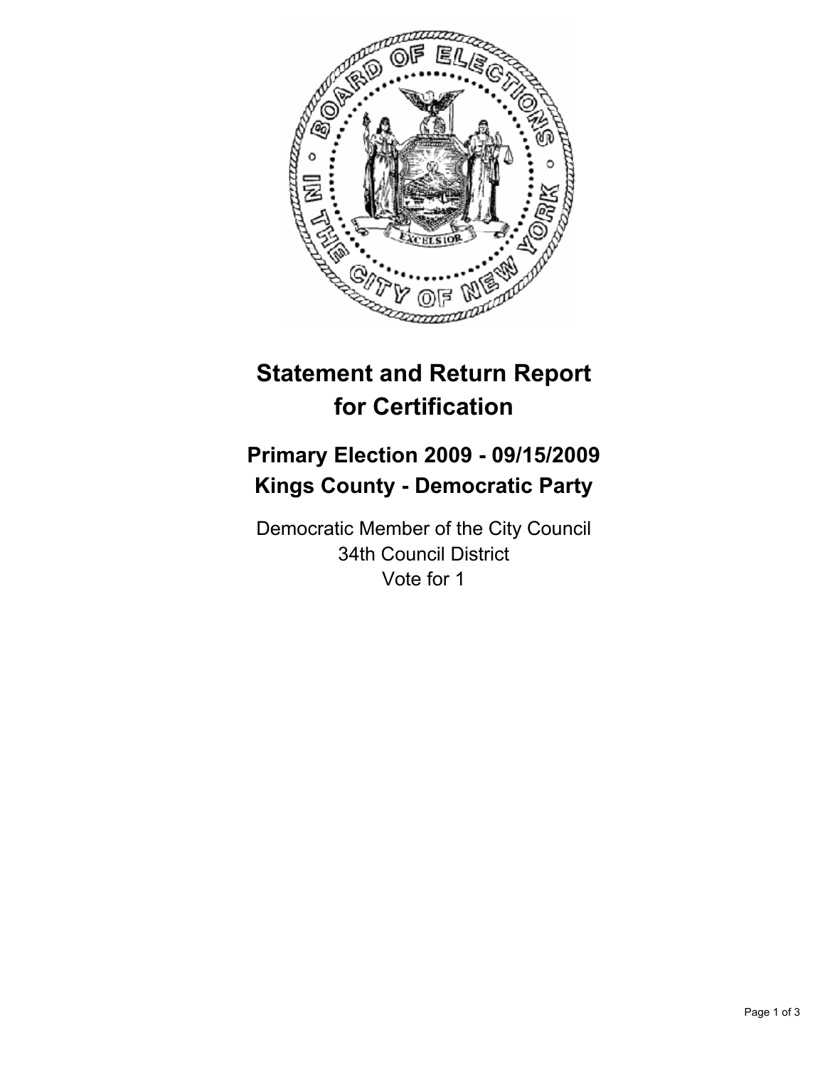# Statement and Return Report for Certification

## Primary Election 2009 - 09/15/2009
## Kings County - Democratic Party

Democratic Member of the City Council
34th Council District
Vote for 1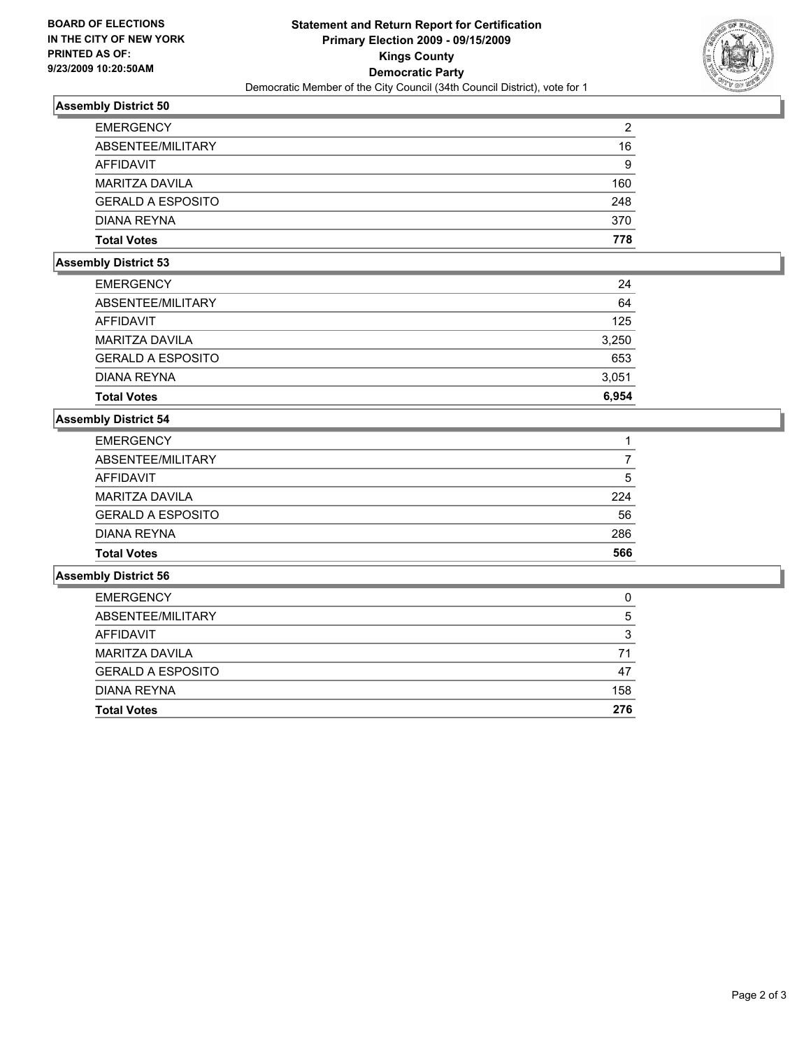BOARD OF ELECTIONS
IN THE CITY OF NEW YORK
PRINTED AS OF:
9/23/2009 10:20:50AM

**Statement and Return Report for Certification**
**Primary Election 2009 - 09/15/2009**
**Kings County**
**Democratic Party**
Democratic Member of the City Council (34th Council District), vote for 1

### Assembly District 50

| | |
|---|---|
| EMERGENCY | 2 |
| ABSENTEE/MILITARY | 16 |
| AFFIDAVIT | 9 |
| MARITZA DAVILA | 160 |
| GERALD A ESPOSITO | 248 |
| DIANA REYNA | 370 |
| **Total Votes** | **778** |

### Assembly District 53

| | |
|---|---|
| EMERGENCY | 24 |
| ABSENTEE/MILITARY | 64 |
| AFFIDAVIT | 125 |
| MARITZA DAVILA | 3,250 |
| GERALD A ESPOSITO | 653 |
| DIANA REYNA | 3,051 |
| **Total Votes** | **6,954** |

### Assembly District 54

| | |
|---|---|
| EMERGENCY | 1 |
| ABSENTEE/MILITARY | 7 |
| AFFIDAVIT | 5 |
| MARITZA DAVILA | 224 |
| GERALD A ESPOSITO | 56 |
| DIANA REYNA | 286 |
| **Total Votes** | **566** |

### Assembly District 56

| | |
|---|---|
| EMERGENCY | 0 |
| ABSENTEE/MILITARY | 5 |
| AFFIDAVIT | 3 |
| MARITZA DAVILA | 71 |
| GERALD A ESPOSITO | 47 |
| DIANA REYNA | 158 |
| **Total Votes** | **276** |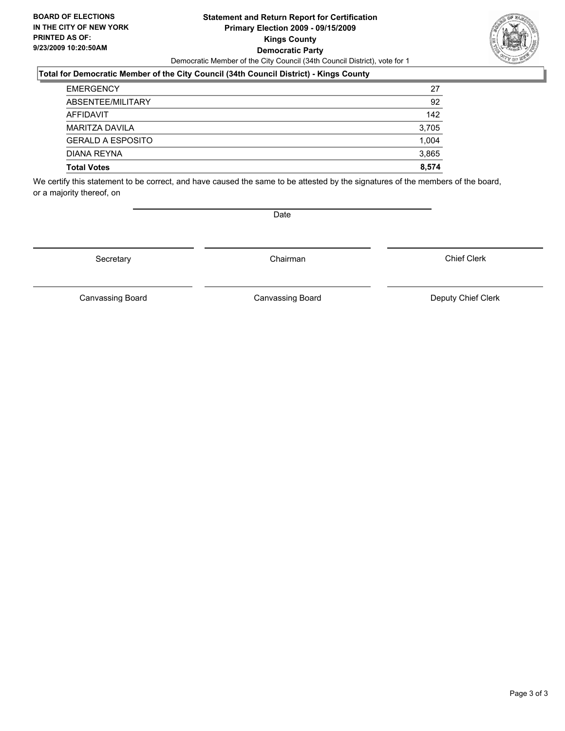**BOARD OF ELECTIONS IN THE CITY OF NEW YORK PRINTED AS OF: 9/23/2009 10:20:50AM**

**Statement and Return Report for Certification**
**Primary Election 2009 - 09/15/2009**
**Kings County**
**Democratic Party**

Democratic Member of the City Council (34th Council District), vote for 1

### Total for Democratic Member of the City Council (34th Council District) - Kings County

| | |
|---|---|
| EMERGENCY | 27 |
| ABSENTEE/MILITARY | 92 |
| AFFIDAVIT | 142 |
| MARITZA DAVILA | 3,705 |
| GERALD A ESPOSITO | 1,004 |
| DIANA REYNA | 3,865 |
| **Total Votes** | **8,574** |

We certify this statement to be correct, and have caused the same to be attested by the signatures of the members of the board, or a majority thereof, on

Date

Secretary

Chairman

Chief Clerk

Canvassing Board

Canvassing Board

Deputy Chief Clerk